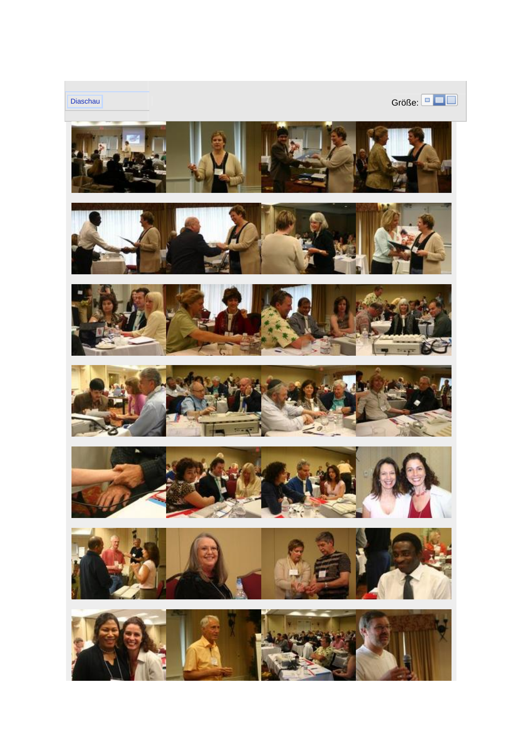Diaschau

Größe: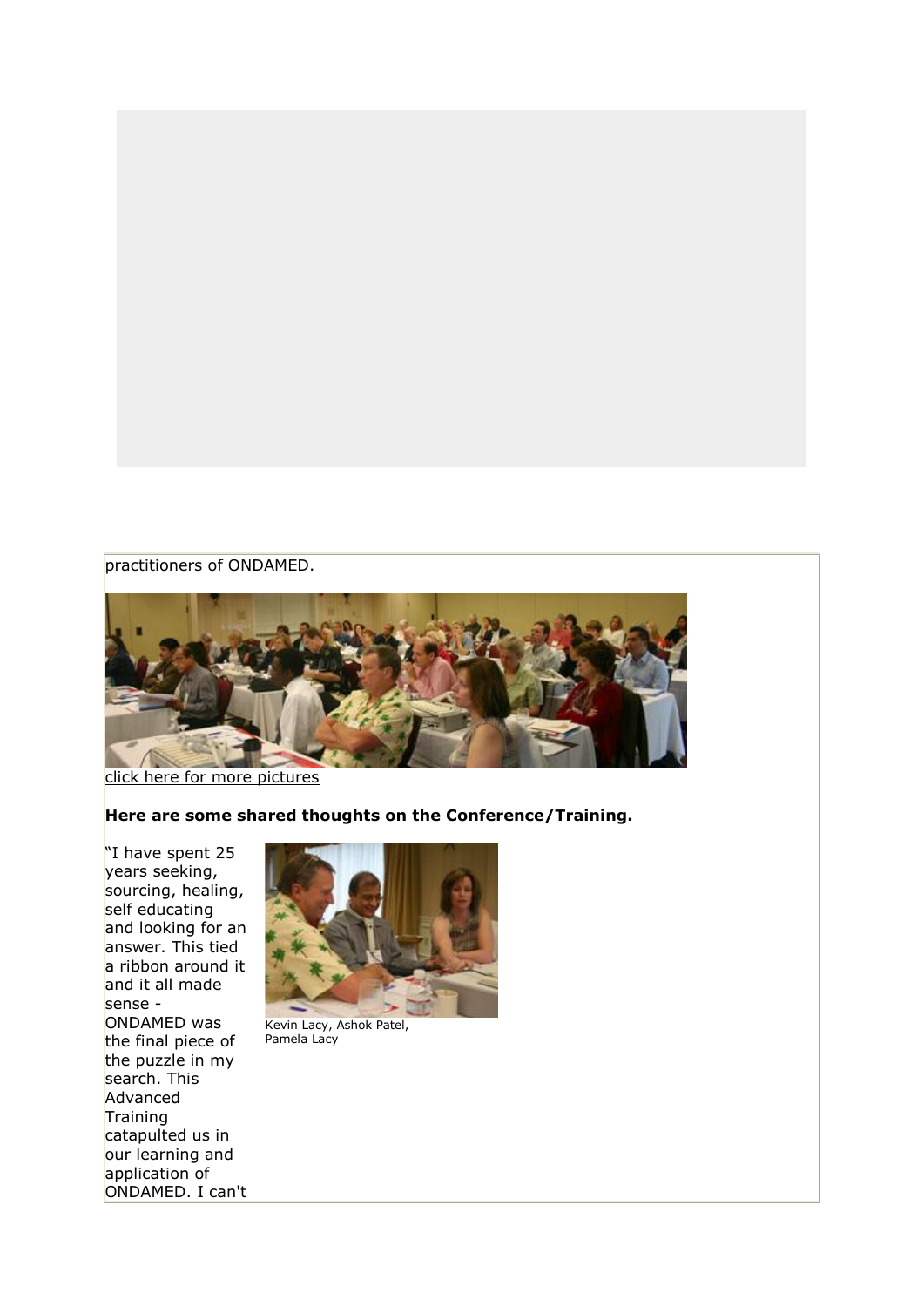practitioners of ONDAMED.

click here for more pictures

**Here are some shared thoughts on the Conference/Training.**

"I have spent 25 years seeking, sourcing, healing, self educating and looking for an answer. This tied a ribbon around it and it all made sense - ONDAMED was the final piece of the puzzle in my search. This Advanced Training catapulted us in our learning and application of ONDAMED. I can't

Kevin Lacy, Ashok Patel, Pamela Lacy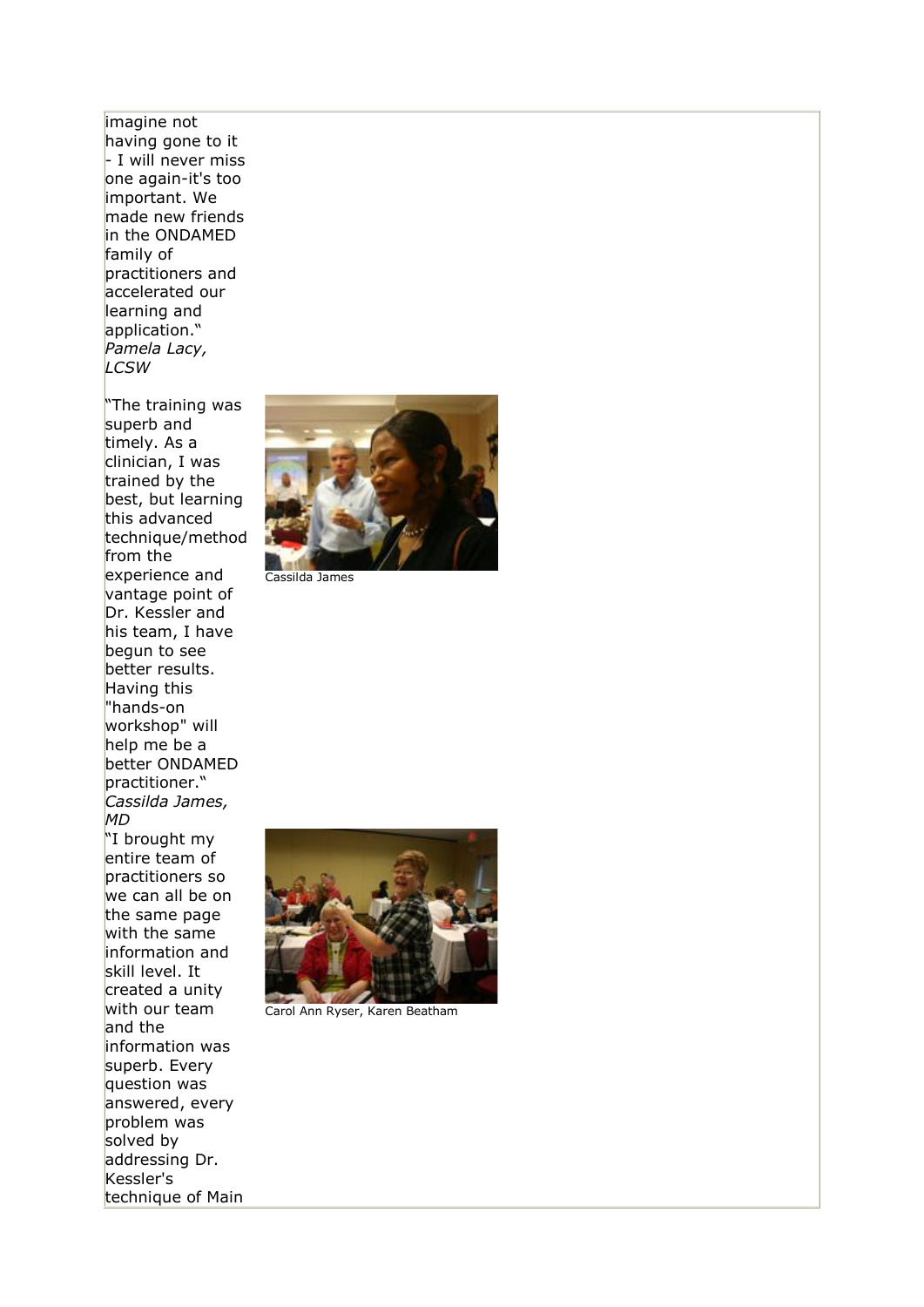imagine not having gone to it - I will never miss one again-it's too important. We made new friends in the ONDAMED family of practitioners and accelerated our learning and application."
*Pamela Lacy, LCSW*

"The training was superb and timely. As a clinician, I was trained by the best, but learning this advanced technique/method from the experience and vantage point of Dr. Kessler and his team, I have begun to see better results. Having this "hands-on workshop" will help me be a better ONDAMED practitioner."
*Cassilda James, MD*

Cassilda James

"I brought my entire team of practitioners so we can all be on the same page with the same information and skill level. It created a unity with our team and the information was superb. Every question was answered, every problem was solved by addressing Dr. Kessler's technique of Main

Carol Ann Ryser, Karen Beatham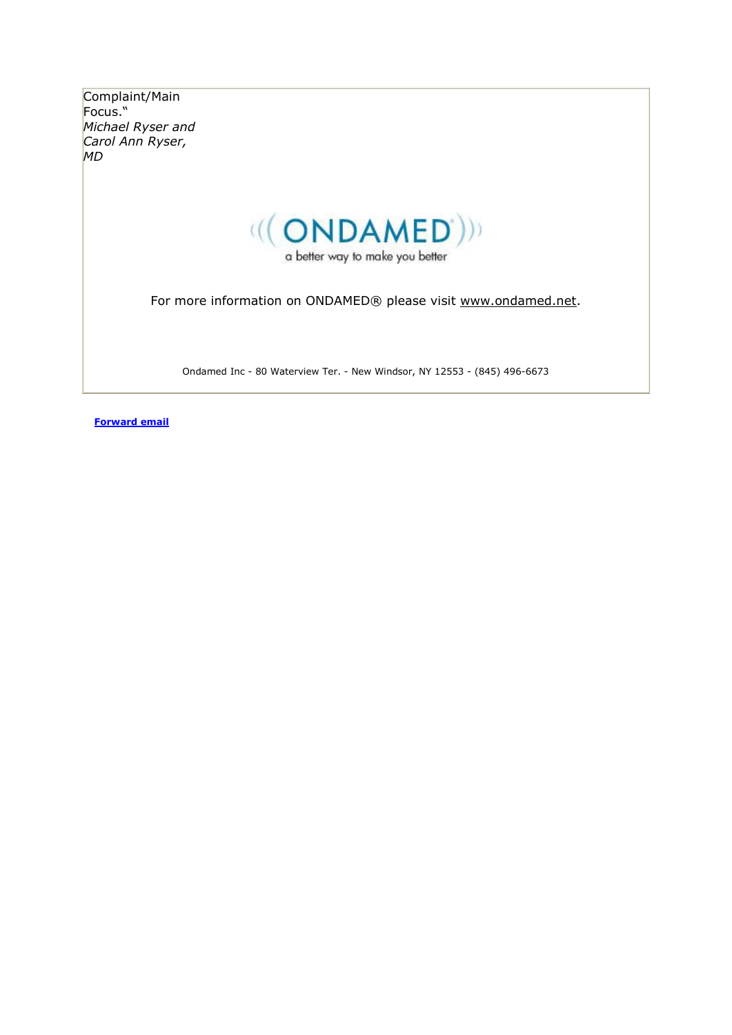Complaint/Main Focus."
*Michael Ryser and Carol Ann Ryser, MD*

ONDAMED
a better way to make you better

For more information on ONDAMED® please visit www.ondamed.net.

Ondamed Inc - 80 Waterview Ter. - New Windsor, NY 12553 - (845) 496-6673

**Forward email**